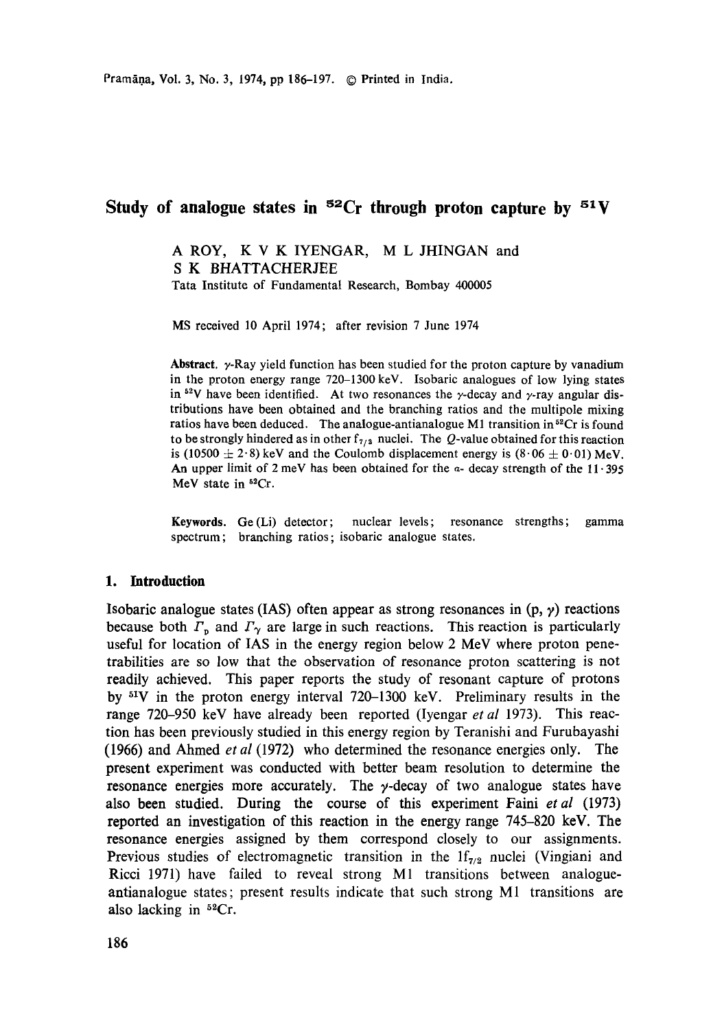# Study of analogue states in $^{52}$Cr through proton capture by $^{51}$V

A ROY, K V K IYENGAR, M L JHINGAN and S K BHATTACHERJEE

Tata Institute of Fundamental Research, Bombay 400005

MS received 10 April 1974; after revision 7 June 1974

**Abstract.** $\gamma$-Ray yield function has been studied for the proton capture by vanadium in the proton energy range 720–1300 keV. Isobaric analogues of low lying states in $^{52}$V have been identified. At two resonances the $\gamma$-decay and $\gamma$-ray angular distributions have been obtained and the branching ratios and the multipole mixing ratios have been deduced. The analogue-antianalogue M1 transition in $^{52}$Cr is found to be strongly hindered as in other $f_{7/2}$ nuclei. The $Q$-value obtained for this reaction is $(10500 \pm 2\cdot 8)$ keV and the Coulomb displacement energy is $(8\cdot 06 \pm 0\cdot 01)$ MeV. An upper limit of 2 meV has been obtained for the $\alpha$- decay strength of the $11\cdot 395$ MeV state in $^{52}$Cr.

**Keywords.** Ge(Li) detector; nuclear levels; resonance strengths; gamma spectrum; branching ratios; isobaric analogue states.

## 1. Introduction

Isobaric analogue states (IAS) often appear as strong resonances in (p, $\gamma$) reactions because both $\Gamma_p$ and $\Gamma_\gamma$ are large in such reactions. This reaction is particularly useful for location of IAS in the energy region below 2 MeV where proton penetrabilities are so low that the observation of resonance proton scattering is not readily achieved. This paper reports the study of resonant capture of protons by $^{51}$V in the proton energy interval 720–1300 keV. Preliminary results in the range 720–950 keV have already been reported (Iyengar *et al* 1973). This reaction has been previously studied in this energy region by Teranishi and Furubayashi (1966) and Ahmed *et al* (1972) who determined the resonance energies only. The present experiment was conducted with better beam resolution to determine the resonance energies more accurately. The $\gamma$-decay of two analogue states have also been studied. During the course of this experiment Faini *et al* (1973) reported an investigation of this reaction in the energy range 745–820 keV. The resonance energies assigned by them correspond closely to our assignments. Previous studies of electromagnetic transition in the $1f_{7/2}$ nuclei (Vingiani and Ricci 1971) have failed to reveal strong M1 transitions between analogue-antianalogue states; present results indicate that such strong M1 transitions are also lacking in $^{52}$Cr.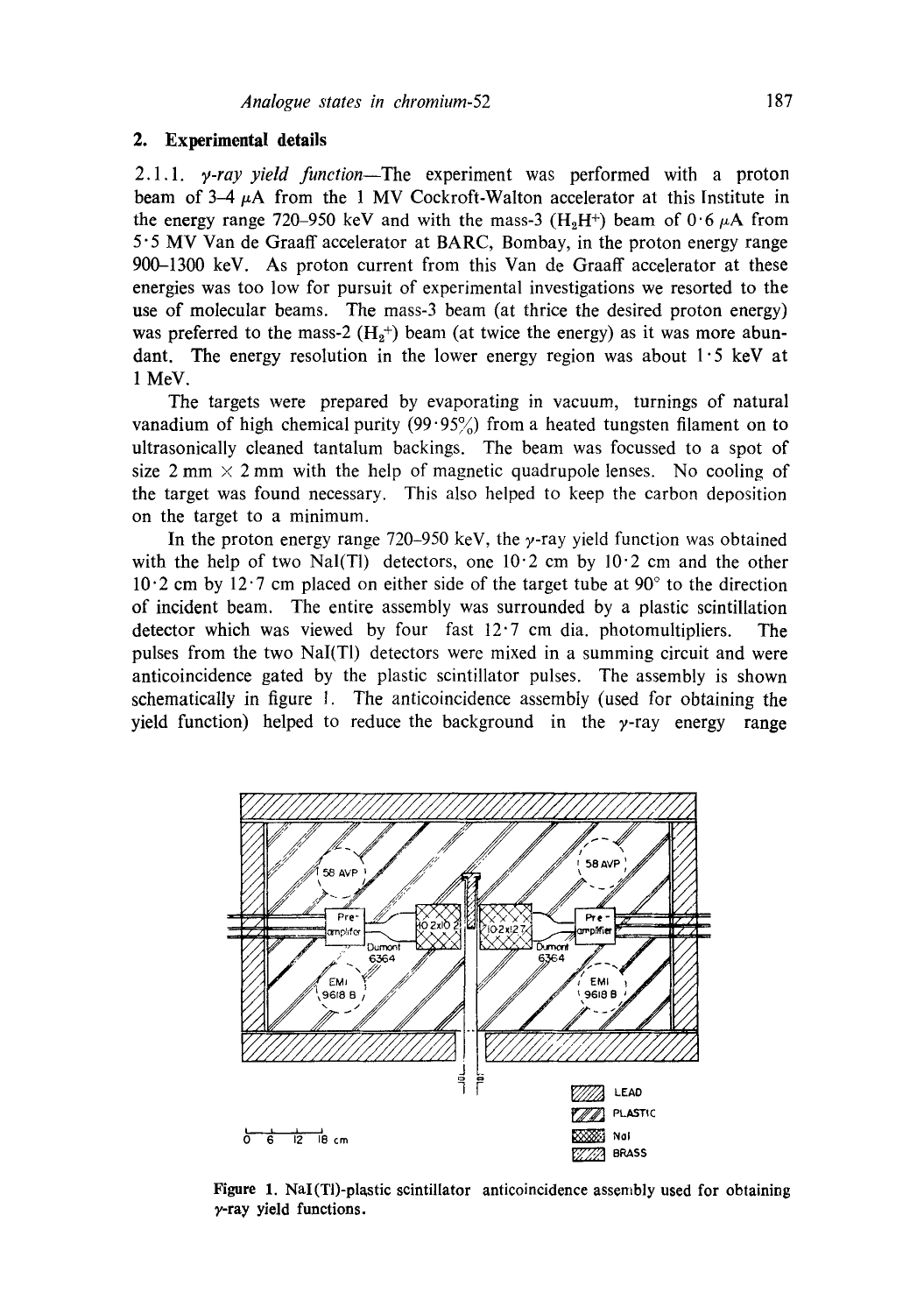## 2. Experimental details

2.1.1. *γ-ray yield function*—The experiment was performed with a proton beam of 3–4 μA from the 1 MV Cockroft-Walton accelerator at this Institute in the energy range 720–950 keV and with the mass-3 ($H_2H^+$) beam of 0·6 μA from 5·5 MV Van de Graaff accelerator at BARC, Bombay, in the proton energy range 900–1300 keV. As proton current from this Van de Graaff accelerator at these energies was too low for pursuit of experimental investigations we resorted to the use of molecular beams. The mass-3 beam (at thrice the desired proton energy) was preferred to the mass-2 ($H_2^+$) beam (at twice the energy) as it was more abundant. The energy resolution in the lower energy region was about 1·5 keV at 1 MeV.

The targets were prepared by evaporating in vacuum, turnings of natural vanadium of high chemical purity (99·95%) from a heated tungsten filament on to ultrasonically cleaned tantalum backings. The beam was focussed to a spot of size 2 mm × 2 mm with the help of magnetic quadrupole lenses. No cooling of the target was found necessary. This also helped to keep the carbon deposition on the target to a minimum.

In the proton energy range 720–950 keV, the γ-ray yield function was obtained with the help of two NaI(Tl) detectors, one 10·2 cm by 10·2 cm and the other 10·2 cm by 12·7 cm placed on either side of the target tube at 90° to the direction of incident beam. The entire assembly was surrounded by a plastic scintillation detector which was viewed by four fast 12·7 cm dia. photomultipliers. The pulses from the two NaI(Tl) detectors were mixed in a summing circuit and were anticoincidence gated by the plastic scintillator pulses. The assembly is shown schematically in figure 1. The anticoincidence assembly (used for obtaining the yield function) helped to reduce the background in the γ-ray energy range

**Figure 1.** NaI(Tl)-plastic scintillator anticoincidence assembly used for obtaining γ-ray yield functions.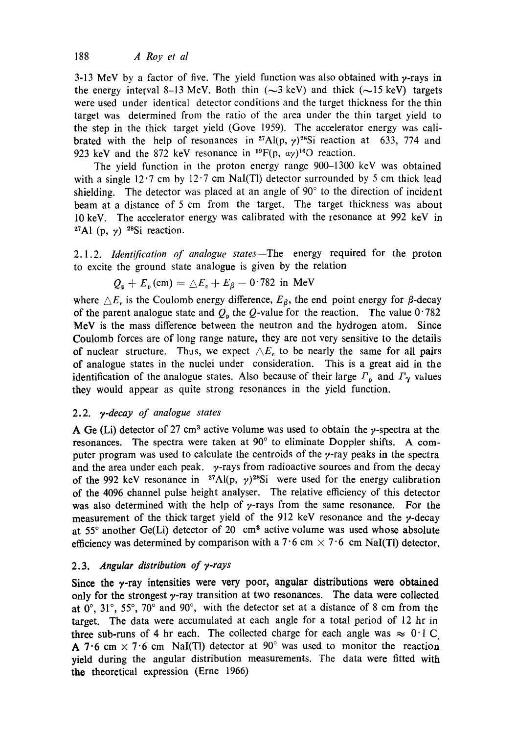3-13 MeV by a factor of five. The yield function was also obtained with $\gamma$-rays in the energy interval 8–13 MeV. Both thin ($\sim$3 keV) and thick ($\sim$15 keV) targets were used under identical detector conditions and the target thickness for the thin target was determined from the ratio of the area under the thin target yield to the step in the thick target yield (Gove 1959). The accelerator energy was calibrated with the help of resonances in $^{27}Al(p, \gamma)^{28}Si$ reaction at 633, 774 and 923 keV and the 872 keV resonance in $^{19}F(p, \alpha\gamma)^{16}O$ reaction.

The yield function in the proton energy range 900–1300 keV was obtained with a single 12·7 cm by 12·7 cm NaI(Tl) detector surrounded by 5 cm thick lead shielding. The detector was placed at an angle of 90° to the direction of incident beam at a distance of 5 cm from the target. The target thickness was about 10 keV. The accelerator energy was calibrated with the resonance at 992 keV in $^{27}Al(p, \gamma)^{28}Si$ reaction.

2.1.2. *Identification of analogue states*—The energy required for the proton to excite the ground state analogue is given by the relation

$$Q_p + E_p(\text{cm}) = \triangle E_c + E_\beta - 0\cdot 782 \text{ in MeV}$$

where $\triangle E_c$ is the Coulomb energy difference, $E_\beta$, the end point energy for $\beta$-decay of the parent analogue state and $Q_p$ the $Q$-value for the reaction. The value 0·782 MeV is the mass difference between the neutron and the hydrogen atom. Since Coulomb forces are of long range nature, they are not very sensitive to the details of nuclear structure. Thus, we expect $\triangle E_c$ to be nearly the same for all pairs of analogue states in the nuclei under consideration. This is a great aid in the identification of the analogue states. Also because of their large $\Gamma_p$ and $\Gamma_\gamma$ values they would appear as quite strong resonances in the yield function.

## 2.2. $\gamma$-*decay of analogue states*

A Ge (Li) detector of 27 cm$^3$ active volume was used to obtain the $\gamma$-spectra at the resonances. The spectra were taken at 90° to eliminate Doppler shifts. A computer program was used to calculate the centroids of the $\gamma$-ray peaks in the spectra and the area under each peak. $\gamma$-rays from radioactive sources and from the decay of the 992 keV resonance in $^{27}Al(p, \gamma)^{28}Si$ were used for the energy calibration of the 4096 channel pulse height analyser. The relative efficiency of this detector was also determined with the help of $\gamma$-rays from the same resonance. For the measurement of the thick target yield of the 912 keV resonance and the $\gamma$-decay at 55° another Ge(Li) detector of 20 cm$^3$ active volume was used whose absolute efficiency was determined by comparison with a 7·6 cm × 7·6 cm NaI(Tl) detector.

## 2.3. *Angular distribution of* $\gamma$-*rays*

Since the $\gamma$-ray intensities were very poor, angular distributions were obtained only for the strongest $\gamma$-ray transition at two resonances. The data were collected at 0°, 31°, 55°, 70° and 90°, with the detector set at a distance of 8 cm from the target. The data were accumulated at each angle for a total period of 12 hr in three sub-runs of 4 hr each. The collected charge for each angle was $\approx$ 0·1 C. A 7·6 cm × 7·6 cm NaI(Tl) detector at 90° was used to monitor the reaction yield during the angular distribution measurements. The data were fitted with the theoretical expression (Erne 1966)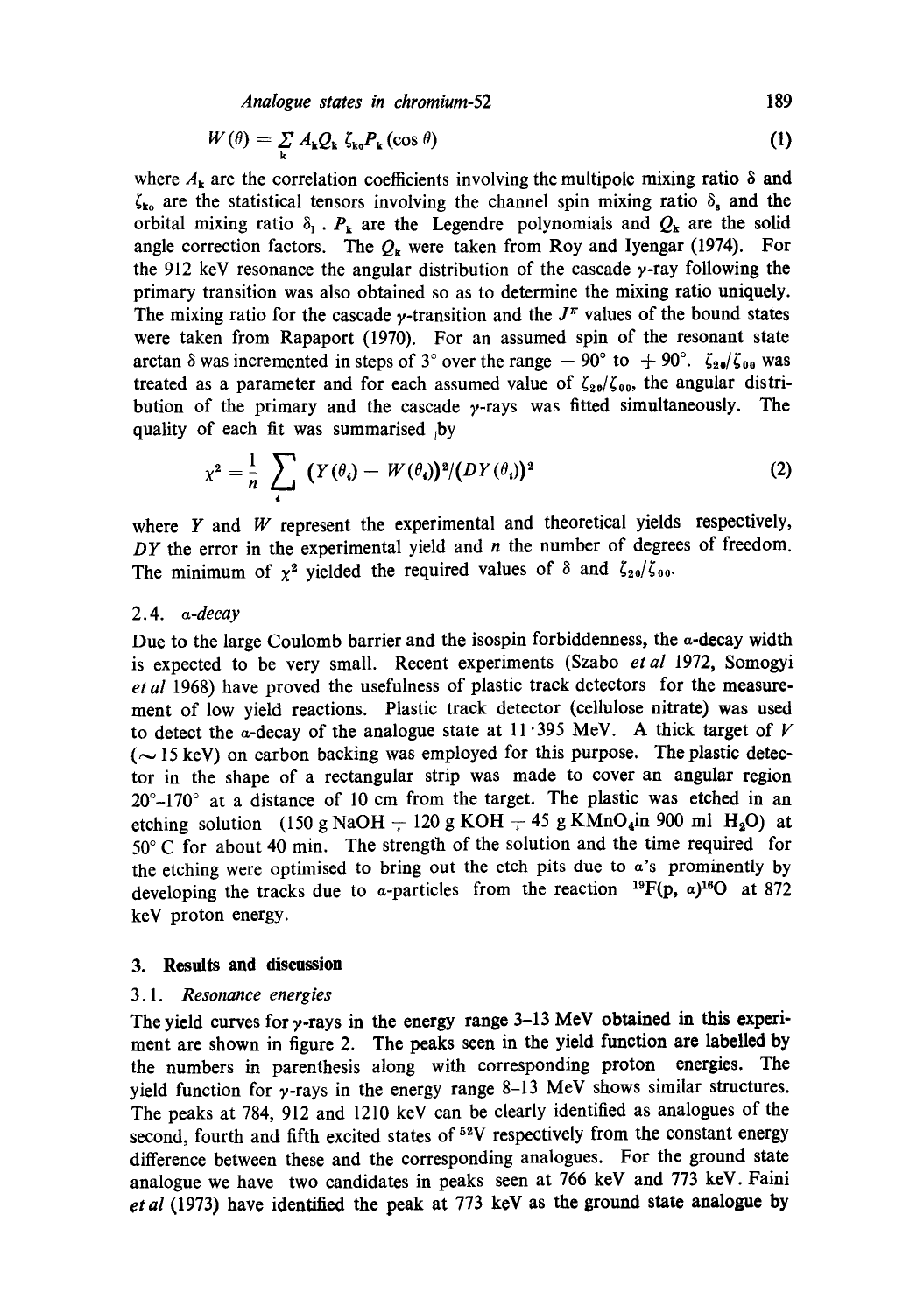$$W(\theta) = \sum_{k} A_k Q_k \, \zeta_{k0} P_k (\cos \theta) \tag{1}$$

where $A_k$ are the correlation coefficients involving the multipole mixing ratio $\delta$ and $\zeta_{k0}$ are the statistical tensors involving the channel spin mixing ratio $\delta_s$ and the orbital mixing ratio $\delta_l$. $P_k$ are the Legendre polynomials and $Q_k$ are the solid angle correction factors. The $Q_k$ were taken from Roy and Iyengar (1974). For the 912 keV resonance the angular distribution of the cascade $\gamma$-ray following the primary transition was also obtained so as to determine the mixing ratio uniquely. The mixing ratio for the cascade $\gamma$-transition and the $J^{\pi}$ values of the bound states were taken from Rapaport (1970). For an assumed spin of the resonant state arctan $\delta$ was incremented in steps of 3° over the range $-90°$ to $+90°$. $\zeta_{20}/\zeta_{00}$ was treated as a parameter and for each assumed value of $\zeta_{20}/\zeta_{00}$, the angular distribution of the primary and the cascade $\gamma$-rays was fitted simultaneously. The quality of each fit was summarised by

$$\chi^2 = \frac{1}{n} \sum_{i} (Y(\theta_i) - W(\theta_i))^2/(DY(\theta_i))^2 \tag{2}$$

where $Y$ and $W$ represent the experimental and theoretical yields respectively, $DY$ the error in the experimental yield and $n$ the number of degrees of freedom. The minimum of $\chi^2$ yielded the required values of $\delta$ and $\zeta_{20}/\zeta_{00}$.

### 2.4. *α-decay*

Due to the large Coulomb barrier and the isospin forbiddenness, the $\alpha$-decay width is expected to be very small. Recent experiments (Szabo *et al* 1972, Somogyi *et al* 1968) have proved the usefulness of plastic track detectors for the measurement of low yield reactions. Plastic track detector (cellulose nitrate) was used to detect the $\alpha$-decay of the analogue state at 11·395 MeV. A thick target of $V$ ($\sim$ 15 keV) on carbon backing was employed for this purpose. The plastic detector in the shape of a rectangular strip was made to cover an angular region 20°–170° at a distance of 10 cm from the target. The plastic was etched in an etching solution (150 g NaOH + 120 g KOH + 45 g $KMnO_4$ in 900 ml $H_2O$) at 50° C for about 40 min. The strength of the solution and the time required for the etching were optimised to bring out the etch pits due to $\alpha$'s prominently by developing the tracks due to $\alpha$-particles from the reaction $^{19}F(p, \alpha)^{16}O$ at 872 keV proton energy.

## 3. Results and discussion

### 3.1. *Resonance energies*

The yield curves for $\gamma$-rays in the energy range 3–13 MeV obtained in this experiment are shown in figure 2. The peaks seen in the yield function are labelled by the numbers in parenthesis along with corresponding proton energies. The yield function for $\gamma$-rays in the energy range 8–13 MeV shows similar structures. The peaks at 784, 912 and 1210 keV can be clearly identified as analogues of the second, fourth and fifth excited states of $^{52}V$ respectively from the constant energy difference between these and the corresponding analogues. For the ground state analogue we have two candidates in peaks seen at 766 keV and 773 keV. Faini *et al* (1973) have identified the peak at 773 keV as the ground state analogue by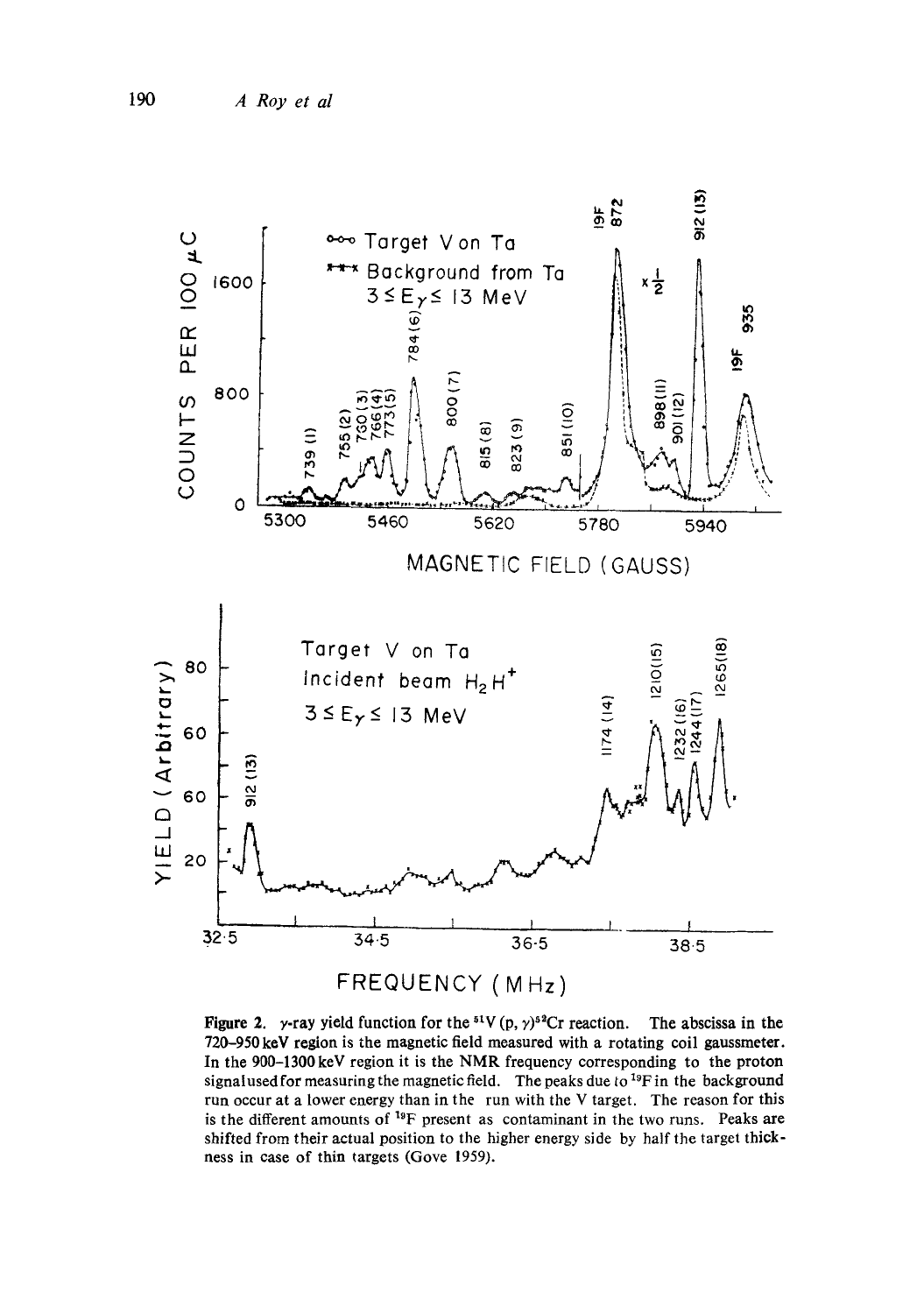**Figure 2.** $\gamma$-ray yield function for the $^{51}V(p, \gamma)^{52}Cr$ reaction. The abscissa in the 720–950 keV region is the magnetic field measured with a rotating coil gaussmeter. In the 900–1300 keV region it is the NMR frequency corresponding to the proton signal used for measuring the magnetic field. The peaks due to $^{19}F$ in the background run occur at a lower energy than in the run with the V target. The reason for this is the different amounts of $^{19}F$ present as contaminant in the two runs. Peaks are shifted from their actual position to the higher energy side by half the target thickness in case of thin targets (Gove 1959).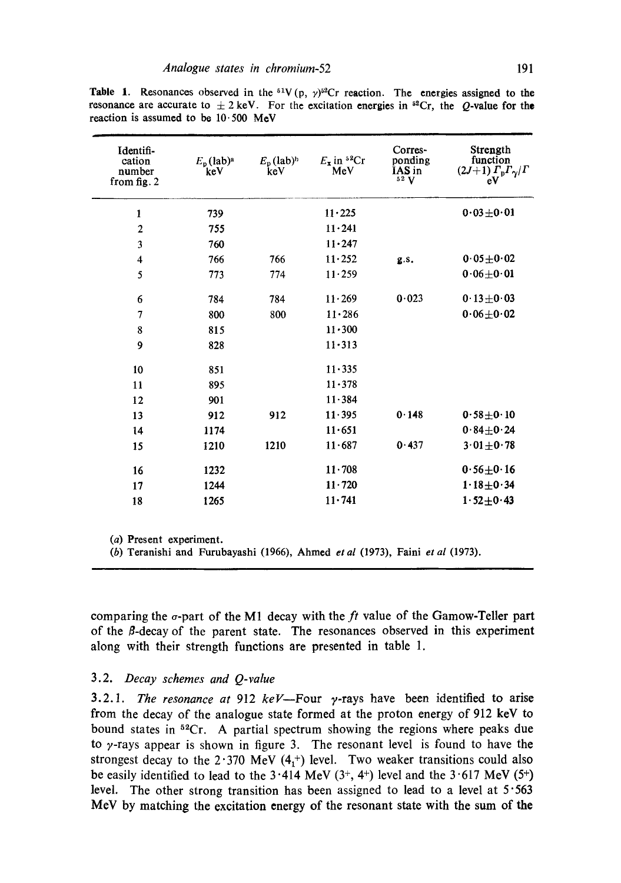**Table 1.** Resonances observed in the $^{51}V(p, \gamma)^{52}Cr$ reaction. The energies assigned to the resonance are accurate to $\pm$ 2 keV. For the excitation energies in $^{52}Cr$, the $Q$-value for the reaction is assumed to be 10·500 MeV

| Identification number from fig. 2 | $E_p$ (lab)[a] keV | $E_p$ (lab)[b] keV | $E_x$ in $^{52}Cr$ MeV | Corresponding IAS in $^{52}V$ | Strength function $(2J+1)\Gamma_p\Gamma_\gamma/\Gamma$ eV |
|---|---|---|---|---|---|
| 1 | 739 | | 11·225 | | $0{\cdot}03 \pm 0{\cdot}01$ |
| 2 | 755 | | 11·241 | | |
| 3 | 760 | | 11·247 | | |
| 4 | 766 | 766 | 11·252 | g.s. | $0{\cdot}05 \pm 0{\cdot}02$ |
| 5 | 773 | 774 | 11·259 | | $0{\cdot}06 \pm 0{\cdot}01$ |
| 6 | 784 | 784 | 11·269 | 0·023 | $0{\cdot}13 \pm 0{\cdot}03$ |
| 7 | 800 | 800 | 11·286 | | $0{\cdot}06 \pm 0{\cdot}02$ |
| 8 | 815 | | 11·300 | | |
| 9 | 828 | | 11·313 | | |
| 10 | 851 | | 11·335 | | |
| 11 | 895 | | 11·378 | | |
| 12 | 901 | | 11·384 | | |
| 13 | 912 | 912 | 11·395 | 0·148 | $0{\cdot}58 \pm 0{\cdot}10$ |
| 14 | 1174 | | 11·651 | | $0{\cdot}84 \pm 0{\cdot}24$ |
| 15 | 1210 | 1210 | 11·687 | 0·437 | $3{\cdot}01 \pm 0{\cdot}78$ |
| 16 | 1232 | | 11·708 | | $0{\cdot}56 \pm 0{\cdot}16$ |
| 17 | 1244 | | 11·720 | | $1{\cdot}18 \pm 0{\cdot}34$ |
| 18 | 1265 | | 11·741 | | $1{\cdot}52 \pm 0{\cdot}43$ |

(*a*) Present experiment.
(*b*) Teranishi and Furubayashi (1966), Ahmed *et al* (1973), Faini *et al* (1973).

comparing the $\sigma$-part of the M1 decay with the $ft$ value of the Gamow-Teller part of the $\beta$-decay of the parent state. The resonances observed in this experiment along with their strength functions are presented in table 1.

### 3.2. *Decay schemes and Q-value*

3.2.1. *The resonance at* 912 *keV*—Four $\gamma$-rays have been identified to arise from the decay of the analogue state formed at the proton energy of 912 keV to bound states in $^{52}Cr$. A partial spectrum showing the regions where peaks due to $\gamma$-rays appear is shown in figure 3. The resonant level is found to have the strongest decay to the 2·370 MeV ($4_1^+$) level. Two weaker transitions could also be easily identified to lead to the 3·414 MeV ($3^+$, $4^+$) level and the 3·617 MeV ($5^+$) level. The other strong transition has been assigned to lead to a level at 5·563 MeV by matching the excitation energy of the resonant state with the sum of the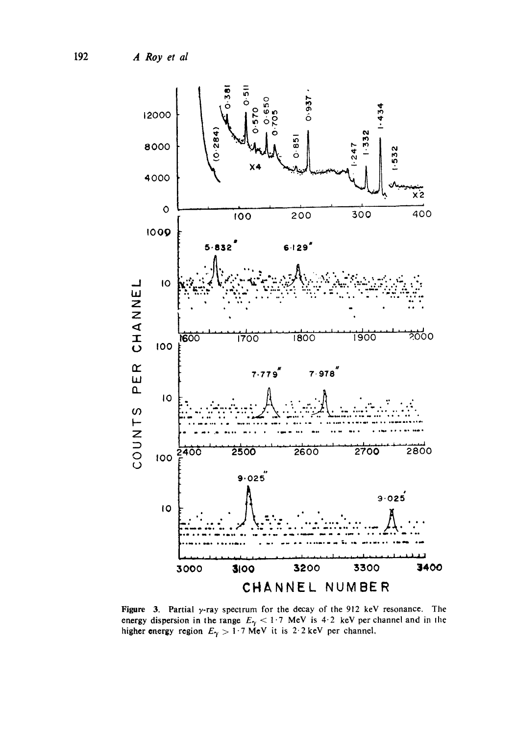Figure 3. Partial γ-ray spectrum for the decay of the 912 keV resonance. The energy dispersion in the range $E_\gamma < 1 \cdot 7$ MeV is 4·2 keV per channel and in the higher energy region $E_\gamma > 1 \cdot 7$ MeV it is 2·2 keV per channel.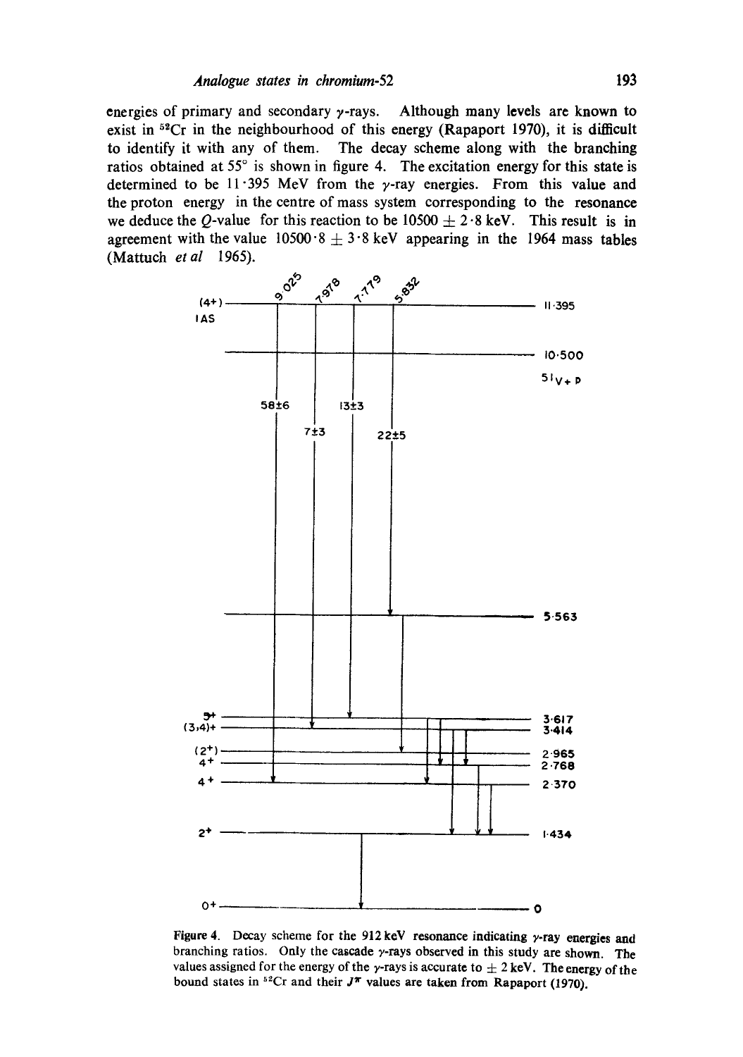energies of primary and secondary γ-rays. Although many levels are known to exist in $^{52}$Cr in the neighbourhood of this energy (Rapaport 1970), it is difficult to identify it with any of them. The decay scheme along with the branching ratios obtained at 55° is shown in figure 4. The excitation energy for this state is determined to be 11·395 MeV from the γ-ray energies. From this value and the proton energy in the centre of mass system corresponding to the resonance we deduce the $Q$-value for this reaction to be 10500 ± 2·8 keV. This result is in agreement with the value 10500·8 ± 3·8 keV appearing in the 1964 mass tables (Mattuch *et al* 1965).

Figure 4. Decay scheme for the 912 keV resonance indicating γ-ray energies and branching ratios. Only the cascade γ-rays observed in this study are shown. The values assigned for the energy of the γ-rays is accurate to ± 2 keV. The energy of the bound states in $^{52}$Cr and their $J^{\pi}$ values are taken from Rapaport (1970).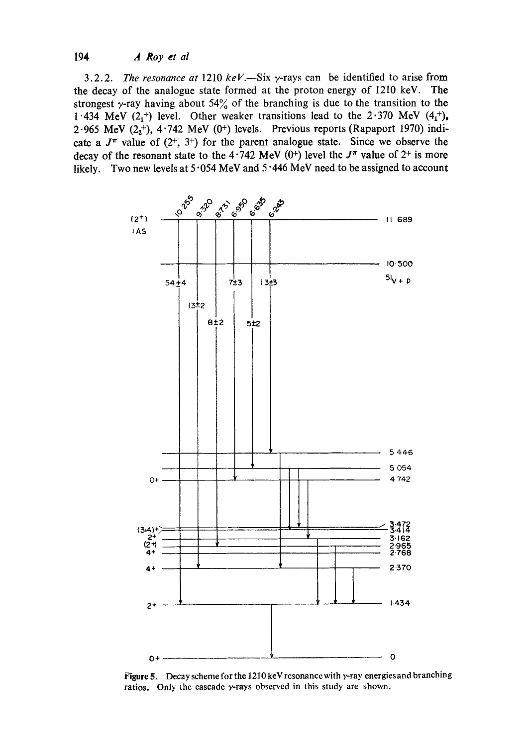3.2.2. *The resonance at* 1210 *keV*.—Six $\gamma$-rays can be identified to arise from the decay of the analogue state formed at the proton energy of 1210 keV. The strongest $\gamma$-ray having about 54% of the branching is due to the transition to the 1·434 MeV ($2_1^+$) level. Other weaker transitions lead to the 2·370 MeV ($4_1^+$), 2·965 MeV ($2_2^+$), 4·742 MeV ($0^+$) levels. Previous reports (Rapaport 1970) indicate a $J^\pi$ value of ($2^+$, $3^+$) for the parent analogue state. Since we observe the decay of the resonant state to the 4·742 MeV ($0^+$) level the $J^\pi$ value of $2^+$ is more likely. Two new levels at 5·054 MeV and 5·446 MeV need to be assigned to account

**Figure 5.** Decay scheme for the 1210 keV resonance with $\gamma$-ray energies and branching ratios. Only the cascade $\gamma$-rays observed in this study are shown.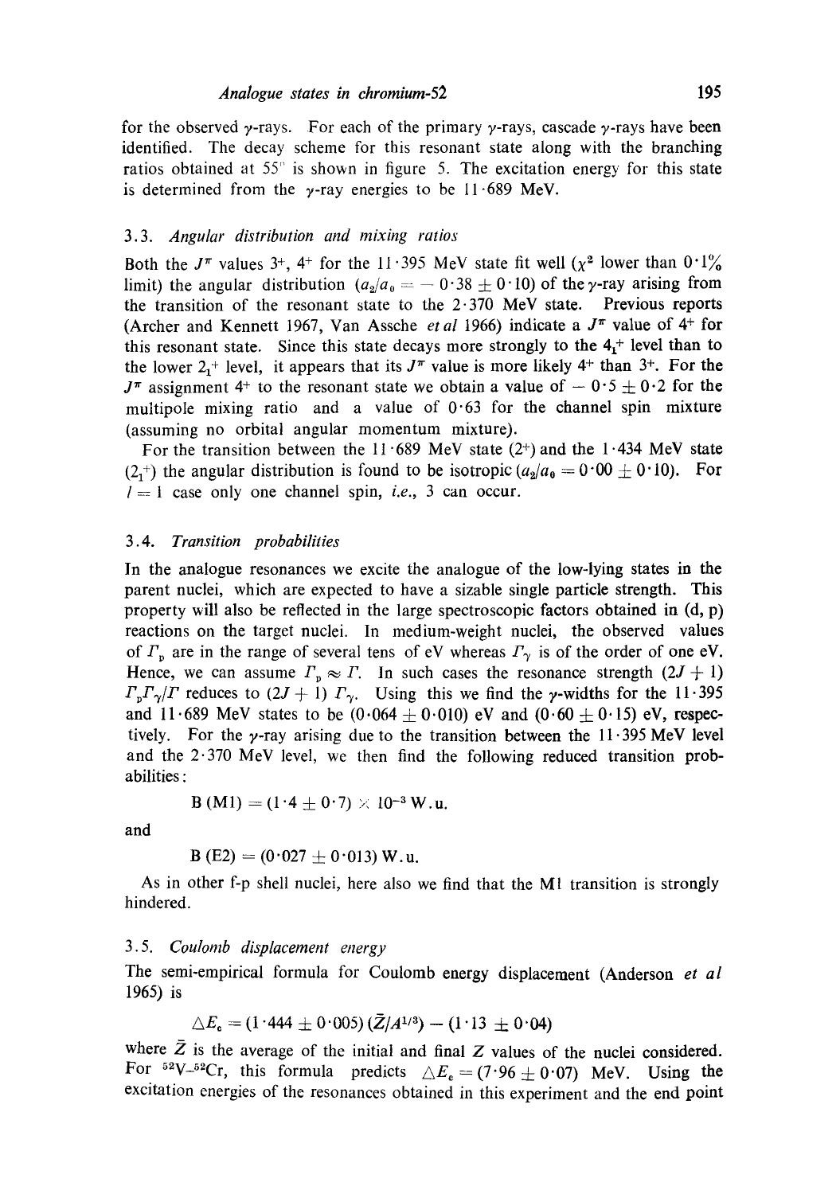for the observed γ-rays. For each of the primary γ-rays, cascade γ-rays have been identified. The decay scheme for this resonant state along with the branching ratios obtained at 55° is shown in figure 5. The excitation energy for this state is determined from the γ-ray energies to be 11·689 MeV.

### 3.3. *Angular distribution and mixing ratios*

Both the $J^\pi$ values $3^+$, $4^+$ for the 11·395 MeV state fit well ($\chi^2$ lower than 0·1% limit) the angular distribution ($a_2/a_0 = -0{\cdot}38 \pm 0{\cdot}10$) of the γ-ray arising from the transition of the resonant state to the 2·370 MeV state. Previous reports (Archer and Kennett 1967, Van Assche *et al* 1966) indicate a $J^\pi$ value of $4^+$ for this resonant state. Since this state decays more strongly to the $4_1^+$ level than to the lower $2_1^+$ level, it appears that its $J^\pi$ value is more likely $4^+$ than $3^+$. For the $J^\pi$ assignment $4^+$ to the resonant state we obtain a value of $-0{\cdot}5 \pm 0{\cdot}2$ for the multipole mixing ratio and a value of 0·63 for the channel spin mixture (assuming no orbital angular momentum mixture).

For the transition between the 11·689 MeV state ($2^+$) and the 1·434 MeV state ($2_1^+$) the angular distribution is found to be isotropic ($a_2/a_0 = 0{\cdot}00 \pm 0{\cdot}10$). For $l = 1$ case only one channel spin, *i.e.*, 3 can occur.

### 3.4. *Transition probabilities*

In the analogue resonances we excite the analogue of the low-lying states in the parent nuclei, which are expected to have a sizable single particle strength. This property will also be reflected in the large spectroscopic factors obtained in (d, p) reactions on the target nuclei. In medium-weight nuclei, the observed values of $\Gamma_p$ are in the range of several tens of eV whereas $\Gamma_\gamma$ is of the order of one eV. Hence, we can assume $\Gamma_p \approx \Gamma$. In such cases the resonance strength $(2J+1)\,\Gamma_p\Gamma_\gamma/\Gamma$ reduces to $(2J+1)\,\Gamma_\gamma$. Using this we find the γ-widths for the 11·395 and 11·689 MeV states to be $(0{\cdot}064 \pm 0{\cdot}010)$ eV and $(0{\cdot}60 \pm 0{\cdot}15)$ eV, respectively. For the γ-ray arising due to the transition between the 11·395 MeV level and the 2·370 MeV level, we then find the following reduced transition probabilities:

$$\mathrm{B\,(M1)} = (1{\cdot}4 \pm 0{\cdot}7) \times 10^{-3}\ \mathrm{W.u.}$$

and

$$\mathrm{B\,(E2)} = (0{\cdot}027 \pm 0{\cdot}013)\ \mathrm{W.u.}$$

As in other f-p shell nuclei, here also we find that the M1 transition is strongly hindered.

### 3.5. *Coulomb displacement energy*

The semi-empirical formula for Coulomb energy displacement (Anderson *et al* 1965) is

$$\triangle E_c = (1{\cdot}444 \pm 0{\cdot}005)\,(\bar{Z}/A^{1/3}) - (1{\cdot}13 \pm 0{\cdot}04)$$

where $\bar{Z}$ is the average of the initial and final $Z$ values of the nuclei considered. For $^{52}$V–$^{52}$Cr, this formula predicts $\triangle E_c = (7{\cdot}96 \pm 0{\cdot}07)$ MeV. Using the excitation energies of the resonances obtained in this experiment and the end point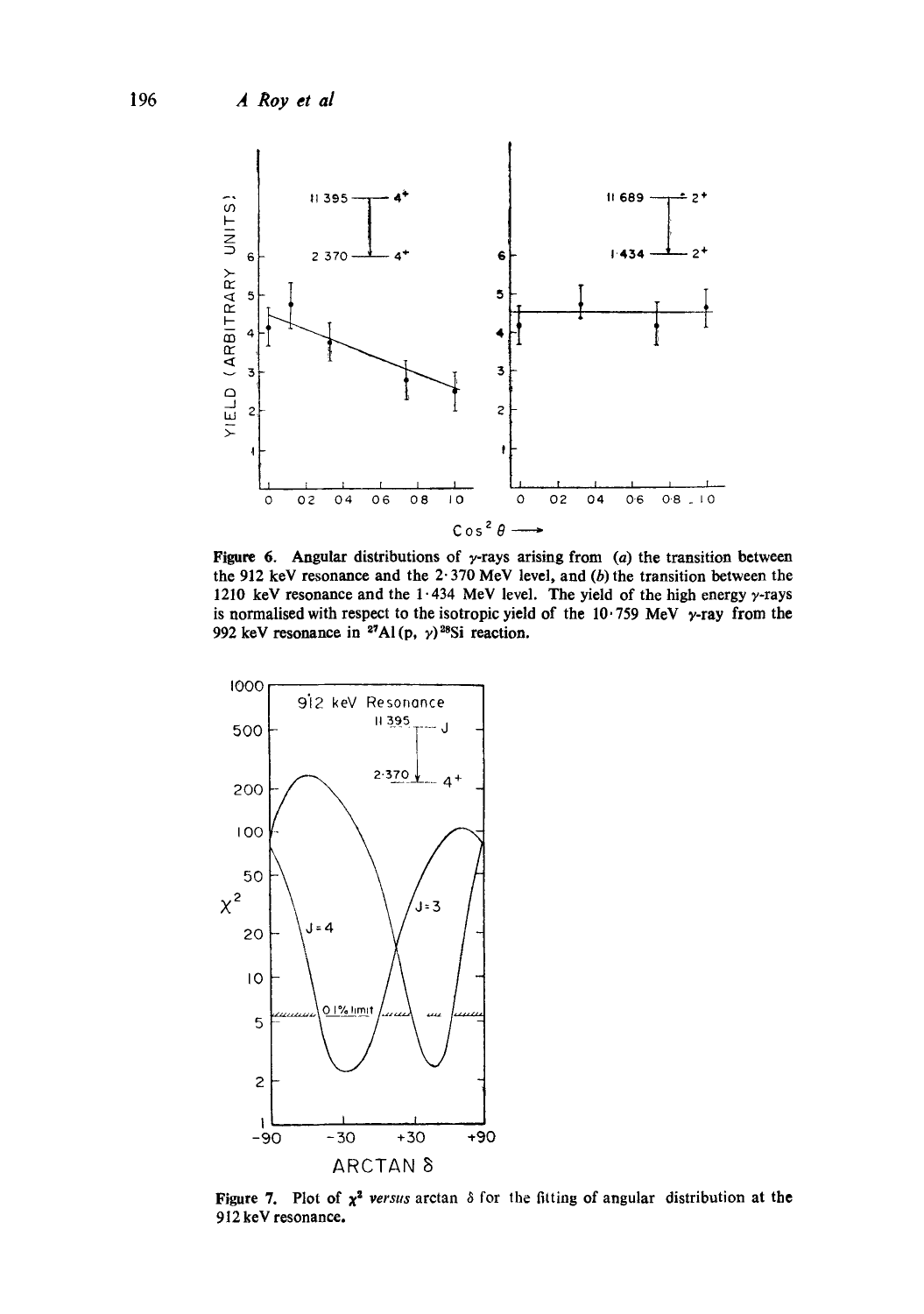**Figure 6.** Angular distributions of $\gamma$-rays arising from (*a*) the transition between the 912 keV resonance and the 2·370 MeV level, and (*b*) the transition between the 1210 keV resonance and the 1·434 MeV level. The yield of the high energy $\gamma$-rays is normalised with respect to the isotropic yield of the 10·759 MeV $\gamma$-ray from the 992 keV resonance in $^{27}Al(p, \gamma)^{28}Si$ reaction.

**Figure 7.** Plot of $\chi^2$ *versus* arctan $\delta$ for the fitting of angular distribution at the 912 keV resonance.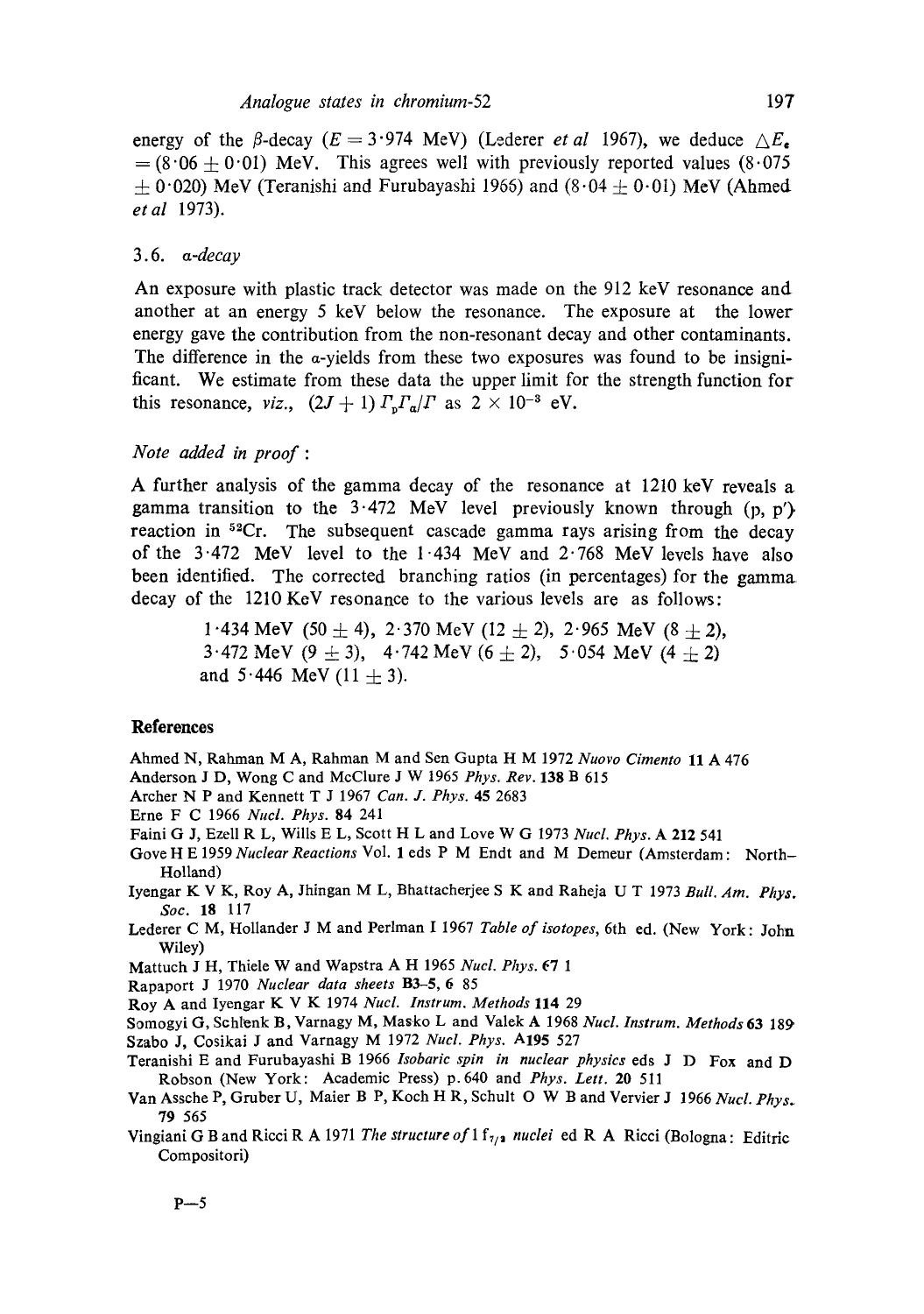energy of the $\beta$-decay ($E = 3{\cdot}974$ MeV) (Lederer *et al* 1967), we deduce $\triangle E_c = (8{\cdot}06 \pm 0{\cdot}01)$ MeV. This agrees well with previously reported values ($8{\cdot}075 \pm 0{\cdot}020$) MeV (Teranishi and Furubayashi 1966) and ($8{\cdot}04 \pm 0{\cdot}01$) MeV (Ahmed *et al* 1973).

### 3.6. *a-decay*

An exposure with plastic track detector was made on the 912 keV resonance and another at an energy 5 keV below the resonance. The exposure at the lower energy gave the contribution from the non-resonant decay and other contaminants. The difference in the $\alpha$-yields from these two exposures was found to be insignificant. We estimate from these data the upper limit for the strength function for this resonance, *viz.*, $(2J + 1)\,\Gamma_p \Gamma_\alpha / \Gamma$ as $2 \times 10^{-3}$ eV.

*Note added in proof* :

A further analysis of the gamma decay of the resonance at 1210 keV reveals a gamma transition to the 3·472 MeV level previously known through (p, p′) reaction in $^{52}$Cr. The subsequent cascade gamma rays arising from the decay of the 3·472 MeV level to the 1·434 MeV and 2·768 MeV levels have also been identified. The corrected branching ratios (in percentages) for the gamma decay of the 1210 KeV resonance to the various levels are as follows:

> 1·434 MeV ($50 \pm 4$), 2·370 MeV ($12 \pm 2$), 2·965 MeV ($8 \pm 2$),
> 3·472 MeV ($9 \pm 3$), 4·742 MeV ($6 \pm 2$), 5·054 MeV ($4 \pm 2$)
> and 5·446 MeV ($11 \pm 3$).

## References

Ahmed N, Rahman M A, Rahman M and Sen Gupta H M 1972 *Nuovo Cimento* **11 A** 476

Anderson J D, Wong C and McClure J W 1965 *Phys. Rev.* **138** B 615

Archer N P and Kennett T J 1967 *Can. J. Phys.* **45** 2683

Erne F C 1966 *Nucl. Phys.* **84** 241

Faini G J, Ezell R L, Wills E L, Scott H L and Love W G 1973 *Nucl. Phys.* **A 212** 541

Gove H E 1959 *Nuclear Reactions* Vol. **1** eds P M Endt and M Demeur (Amsterdam: North-Holland)

Iyengar K V K, Roy A, Jhingan M L, Bhattacherjee S K and Raheja U T 1973 *Bull. Am. Phys. Soc.* **18** 117

Lederer C M, Hollander J M and Perlman I 1967 *Table of isotopes*, 6th ed. (New York: John Wiley)

Mattuch J H, Thiele W and Wapstra A H 1965 *Nucl. Phys.* **67** 1

Rapaport J 1970 *Nuclear data sheets* **B3–5, 6** 85

Roy A and Iyengar K V K 1974 *Nucl. Instrum. Methods* **114** 29

Somogyi G, Schlenk B, Varnagy M, Masko L and Valek A 1968 *Nucl. Instrum. Methods* **63** 189

Szabo J, Cosikai J and Varnagy M 1972 *Nucl. Phys.* **A195** 527

Teranishi E and Furubayashi B 1966 *Isobaric spin in nuclear physics* eds J D Fox and D Robson (New York: Academic Press) p. 640 and *Phys. Lett.* **20** 511

Van Assche P, Gruber U, Maier B P, Koch H R, Schult O W B and Vervier J 1966 *Nucl. Phys.* **79** 565

Vingiani G B and Ricci R A 1971 *The structure of* $1f_{7/2}$ *nuclei* ed R A Ricci (Bologna: Editric Compositori)